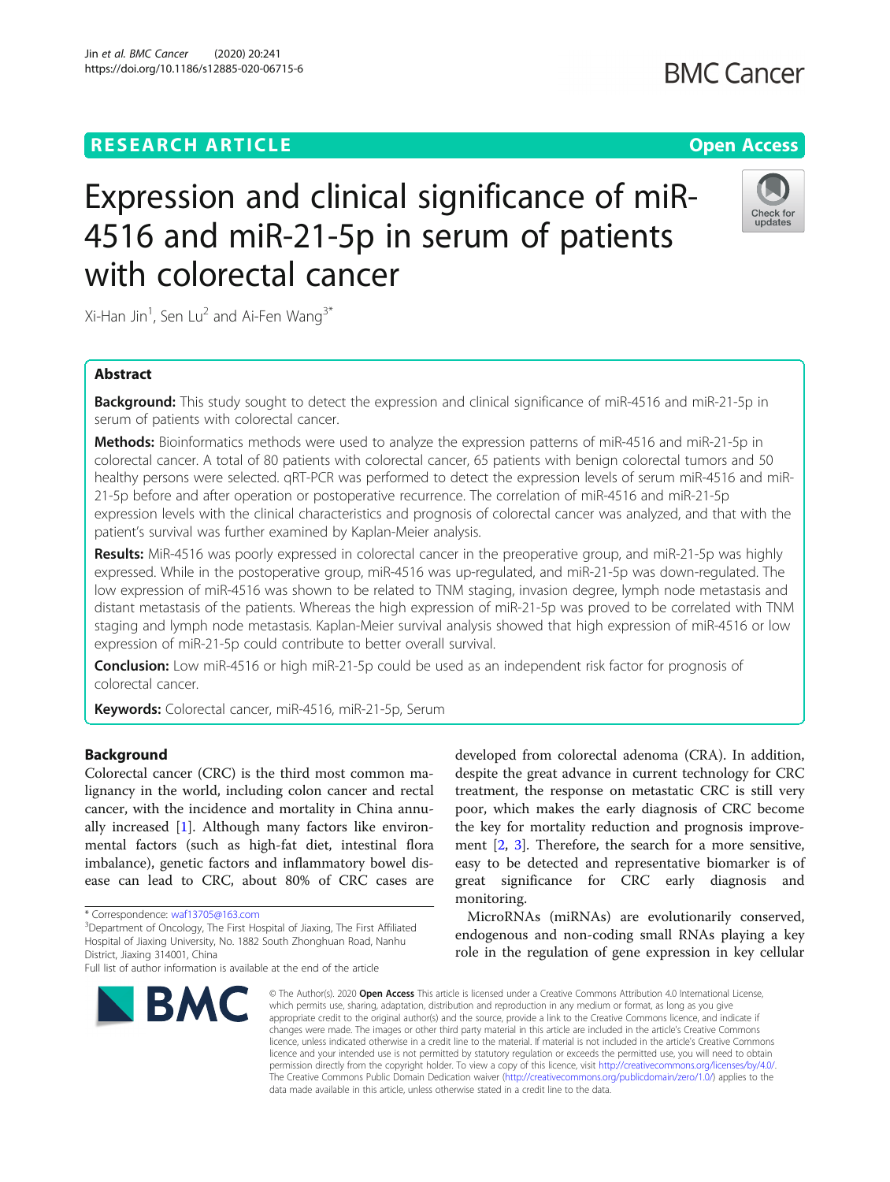RESEARCH ARTICLE

Open Access

# Expression and clinical significance of miR-4516 and miR-21-5p in serum of patients with colorectal cancer

Xi-Han Jin[1], Sen Lu[2] and Ai-Fen Wang[3*]

## Abstract

**Background:** This study sought to detect the expression and clinical significance of miR-4516 and miR-21-5p in serum of patients with colorectal cancer.

**Methods:** Bioinformatics methods were used to analyze the expression patterns of miR-4516 and miR-21-5p in colorectal cancer. A total of 80 patients with colorectal cancer, 65 patients with benign colorectal tumors and 50 healthy persons were selected. qRT-PCR was performed to detect the expression levels of serum miR-4516 and miR-21-5p before and after operation or postoperative recurrence. The correlation of miR-4516 and miR-21-5p expression levels with the clinical characteristics and prognosis of colorectal cancer was analyzed, and that with the patient's survival was further examined by Kaplan-Meier analysis.

**Results:** MiR-4516 was poorly expressed in colorectal cancer in the preoperative group, and miR-21-5p was highly expressed. While in the postoperative group, miR-4516 was up-regulated, and miR-21-5p was down-regulated. The low expression of miR-4516 was shown to be related to TNM staging, invasion degree, lymph node metastasis and distant metastasis of the patients. Whereas the high expression of miR-21-5p was proved to be correlated with TNM staging and lymph node metastasis. Kaplan-Meier survival analysis showed that high expression of miR-4516 or low expression of miR-21-5p could contribute to better overall survival.

**Conclusion:** Low miR-4516 or high miR-21-5p could be used as an independent risk factor for prognosis of colorectal cancer.

**Keywords:** Colorectal cancer, miR-4516, miR-21-5p, Serum

## Background

Colorectal cancer (CRC) is the third most common malignancy in the world, including colon cancer and rectal cancer, with the incidence and mortality in China annually increased [1]. Although many factors like environmental factors (such as high-fat diet, intestinal flora imbalance), genetic factors and inflammatory bowel disease can lead to CRC, about 80% of CRC cases are developed from colorectal adenoma (CRA). In addition, despite the great advance in current technology for CRC treatment, the response on metastatic CRC is still very poor, which makes the early diagnosis of CRC become the key for mortality reduction and prognosis improvement [2, 3]. Therefore, the search for a more sensitive, easy to be detected and representative biomarker is of great significance for CRC early diagnosis and monitoring.

MicroRNAs (miRNAs) are evolutionarily conserved, endogenous and non-coding small RNAs playing a key role in the regulation of gene expression in key cellular

\* Correspondence: waf13705@163.com

[3]Department of Oncology, The First Hospital of Jiaxing, The First Affiliated Hospital of Jiaxing University, No. 1882 South Zhonghuan Road, Nanhu District, Jiaxing 314001, China

Full list of author information is available at the end of the article

© The Author(s). 2020 **Open Access** This article is licensed under a Creative Commons Attribution 4.0 International License, which permits use, sharing, adaptation, distribution and reproduction in any medium or format, as long as you give appropriate credit to the original author(s) and the source, provide a link to the Creative Commons licence, and indicate if changes were made. The images or other third party material in this article are included in the article's Creative Commons licence, unless indicated otherwise in a credit line to the material. If material is not included in the article's Creative Commons licence and your intended use is not permitted by statutory regulation or exceeds the permitted use, you will need to obtain permission directly from the copyright holder. To view a copy of this licence, visit http://creativecommons.org/licenses/by/4.0/. The Creative Commons Public Domain Dedication waiver (http://creativecommons.org/publicdomain/zero/1.0/) applies to the data made available in this article, unless otherwise stated in a credit line to the data.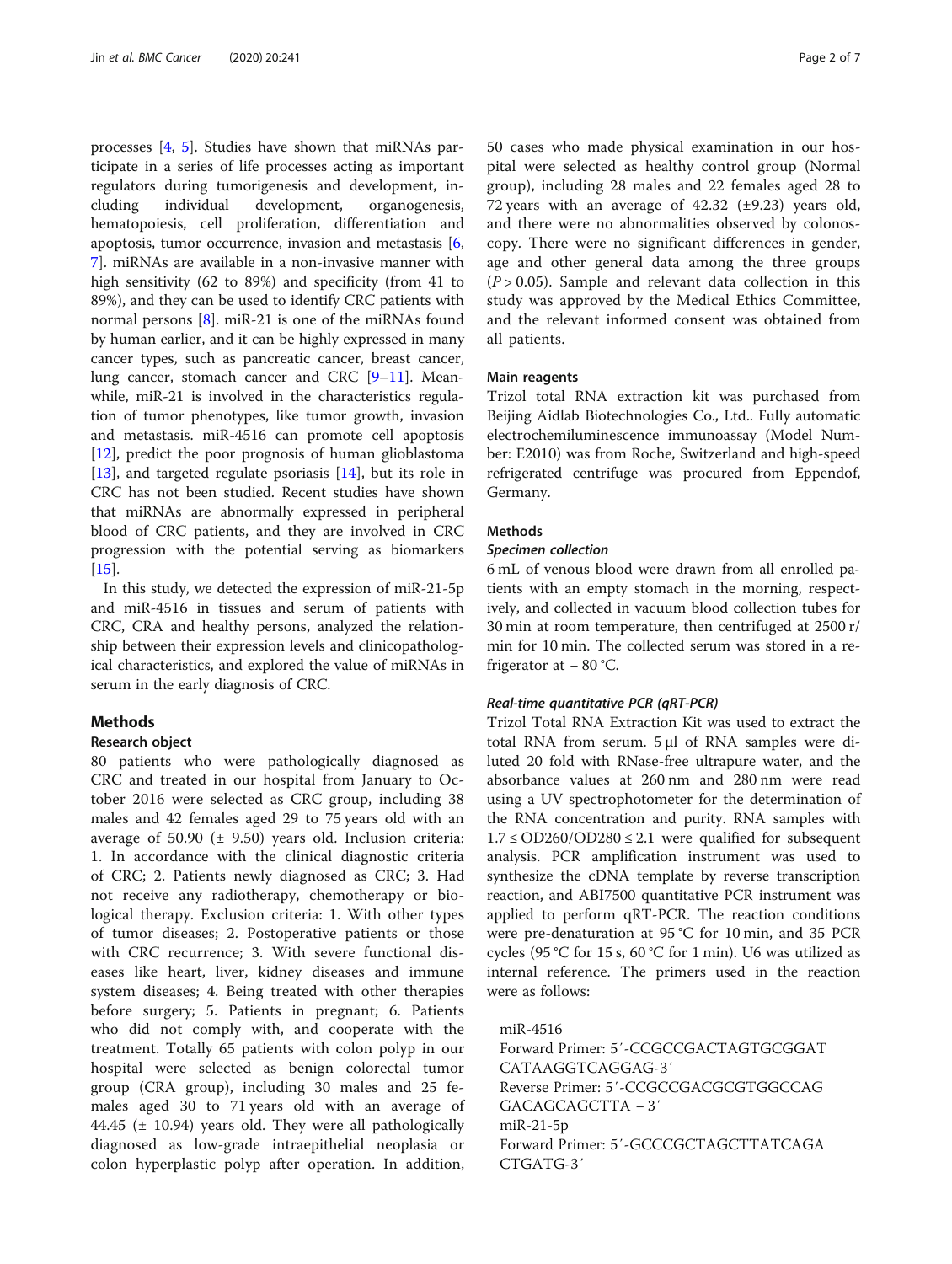processes [4, 5]. Studies have shown that miRNAs participate in a series of life processes acting as important regulators during tumorigenesis and development, including individual development, organogenesis, hematopoiesis, cell proliferation, differentiation and apoptosis, tumor occurrence, invasion and metastasis [6, 7]. miRNAs are available in a non-invasive manner with high sensitivity (62 to 89%) and specificity (from 41 to 89%), and they can be used to identify CRC patients with normal persons [8]. miR-21 is one of the miRNAs found by human earlier, and it can be highly expressed in many cancer types, such as pancreatic cancer, breast cancer, lung cancer, stomach cancer and CRC [9–11]. Meanwhile, miR-21 is involved in the characteristics regulation of tumor phenotypes, like tumor growth, invasion and metastasis. miR-4516 can promote cell apoptosis [12], predict the poor prognosis of human glioblastoma [13], and targeted regulate psoriasis [14], but its role in CRC has not been studied. Recent studies have shown that miRNAs are abnormally expressed in peripheral blood of CRC patients, and they are involved in CRC progression with the potential serving as biomarkers [15].

In this study, we detected the expression of miR-21-5p and miR-4516 in tissues and serum of patients with CRC, CRA and healthy persons, analyzed the relationship between their expression levels and clinicopathological characteristics, and explored the value of miRNAs in serum in the early diagnosis of CRC.

## Methods

### Research object

80 patients who were pathologically diagnosed as CRC and treated in our hospital from January to October 2016 were selected as CRC group, including 38 males and 42 females aged 29 to 75 years old with an average of 50.90 (± 9.50) years old. Inclusion criteria: 1. In accordance with the clinical diagnostic criteria of CRC; 2. Patients newly diagnosed as CRC; 3. Had not receive any radiotherapy, chemotherapy or biological therapy. Exclusion criteria: 1. With other types of tumor diseases; 2. Postoperative patients or those with CRC recurrence; 3. With severe functional diseases like heart, liver, kidney diseases and immune system diseases; 4. Being treated with other therapies before surgery; 5. Patients in pregnant; 6. Patients who did not comply with, and cooperate with the treatment. Totally 65 patients with colon polyp in our hospital were selected as benign colorectal tumor group (CRA group), including 30 males and 25 females aged 30 to 71 years old with an average of 44.45 (± 10.94) years old. They were all pathologically diagnosed as low-grade intraepithelial neoplasia or colon hyperplastic polyp after operation. In addition, 50 cases who made physical examination in our hospital were selected as healthy control group (Normal group), including 28 males and 22 females aged 28 to 72 years with an average of 42.32 (±9.23) years old, and there were no abnormalities observed by colonoscopy. There were no significant differences in gender, age and other general data among the three groups ($P > 0.05$). Sample and relevant data collection in this study was approved by the Medical Ethics Committee, and the relevant informed consent was obtained from all patients.

### Main reagents

Trizol total RNA extraction kit was purchased from Beijing Aidlab Biotechnologies Co., Ltd.. Fully automatic electrochemiluminescence immunoassay (Model Number: E2010) was from Roche, Switzerland and high-speed refrigerated centrifuge was procured from Eppendof, Germany.

### Methods

#### *Specimen collection*

6 mL of venous blood were drawn from all enrolled patients with an empty stomach in the morning, respectively, and collected in vacuum blood collection tubes for 30 min at room temperature, then centrifuged at 2500 r/min for 10 min. The collected serum was stored in a refrigerator at − 80 °C.

#### *Real-time quantitative PCR (qRT-PCR)*

Trizol Total RNA Extraction Kit was used to extract the total RNA from serum. 5 μl of RNA samples were diluted 20 fold with RNase-free ultrapure water, and the absorbance values at 260 nm and 280 nm were read using a UV spectrophotometer for the determination of the RNA concentration and purity. RNA samples with $1.7 \leq OD260/OD280 \leq 2.1$ were qualified for subsequent analysis. PCR amplification instrument was used to synthesize the cDNA template by reverse transcription reaction, and ABI7500 quantitative PCR instrument was applied to perform qRT-PCR. The reaction conditions were pre-denaturation at 95 °C for 10 min, and 35 PCR cycles (95 °C for 15 s, 60 °C for 1 min). U6 was utilized as internal reference. The primers used in the reaction were as follows:

miR-4516
Forward Primer: 5′-CCGCCGACTAGTGCGGATCATAAGGTCAGGAG-3′
Reverse Primer: 5′-CCGCCGACGCGTGGCCAGGACAGCAGCTTA – 3′
miR-21-5p
Forward Primer: 5′-GCCCGCTAGCTTATCAGACTGATG-3′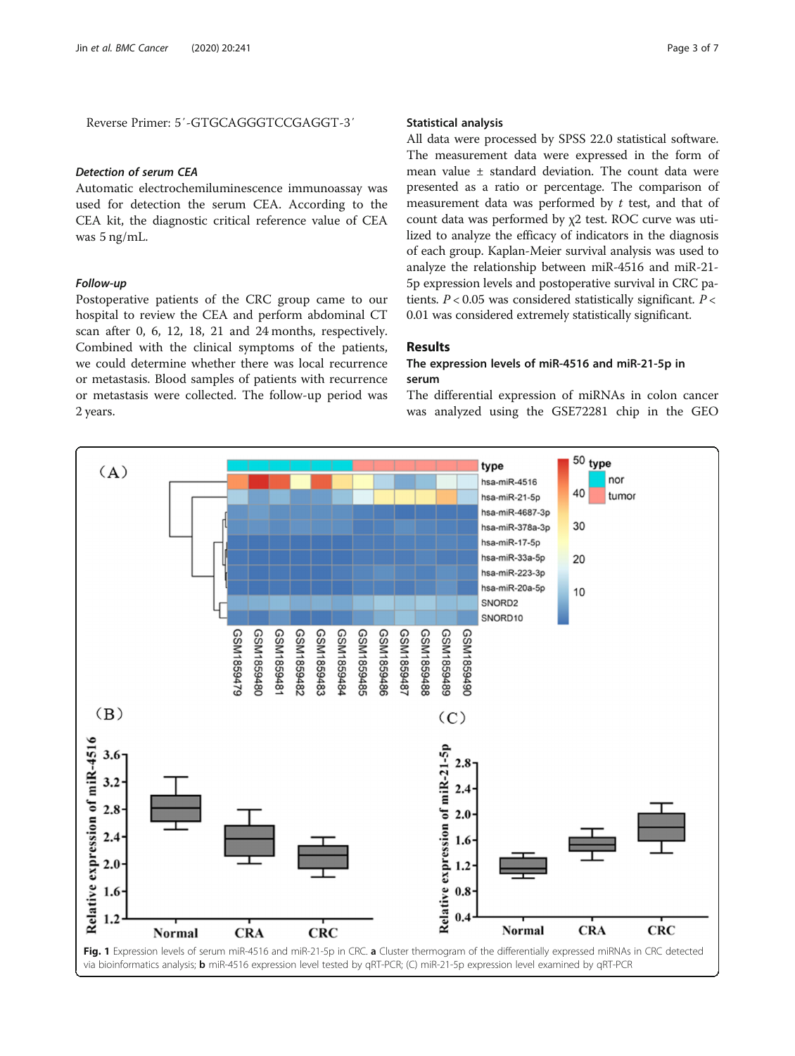Reverse Primer: 5′-GTGCAGGGTCCGAGGT-3′

#### *Detection of serum CEA*

Automatic electrochemiluminescence immunoassay was used for detection the serum CEA. According to the CEA kit, the diagnostic critical reference value of CEA was 5 ng/mL.

#### *Follow-up*

Postoperative patients of the CRC group came to our hospital to review the CEA and perform abdominal CT scan after 0, 6, 12, 18, 21 and 24 months, respectively. Combined with the clinical symptoms of the patients, we could determine whether there was local recurrence or metastasis. Blood samples of patients with recurrence or metastasis were collected. The follow-up period was 2 years.

### Statistical analysis

All data were processed by SPSS 22.0 statistical software. The measurement data were expressed in the form of mean value ± standard deviation. The count data were presented as a ratio or percentage. The comparison of measurement data was performed by *t* test, and that of count data was performed by $\chi 2$ test. ROC curve was utilized to analyze the efficacy of indicators in the diagnosis of each group. Kaplan-Meier survival analysis was used to analyze the relationship between miR-4516 and miR-21-5p expression levels and postoperative survival in CRC patients. $P < 0.05$ was considered statistically significant. $P < 0.01$ was considered extremely statistically significant.

## Results

### The expression levels of miR-4516 and miR-21-5p in serum

The differential expression of miRNAs in colon cancer was analyzed using the GSE72281 chip in the GEO

**Fig. 1** Expression levels of serum miR-4516 and miR-21-5p in CRC. **a** Cluster thermogram of the differentially expressed miRNAs in CRC detected via bioinformatics analysis; **b** miR-4516 expression level tested by qRT-PCR; (C) miR-21-5p expression level examined by qRT-PCR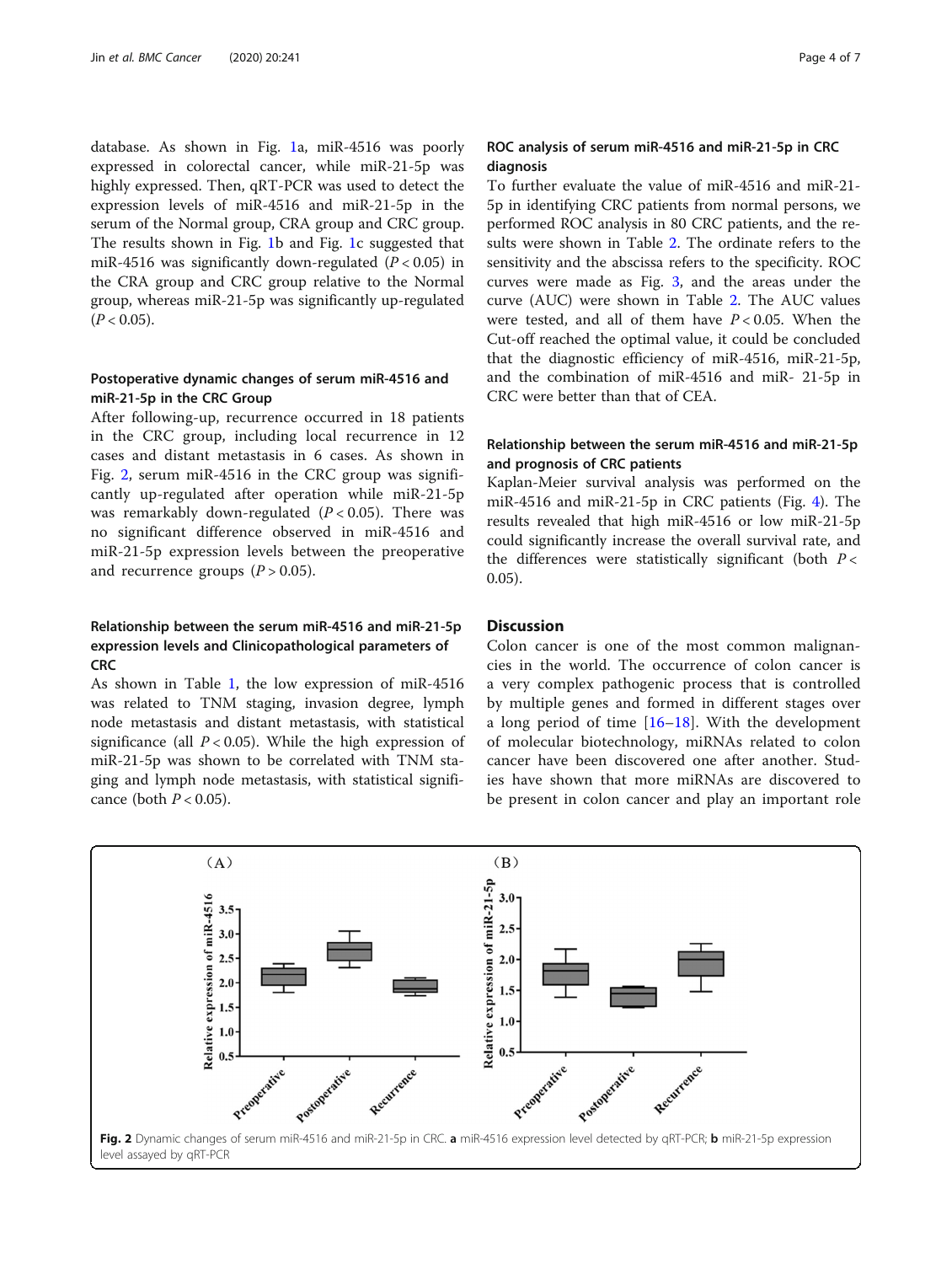database. As shown in Fig. 1a, miR-4516 was poorly expressed in colorectal cancer, while miR-21-5p was highly expressed. Then, qRT-PCR was used to detect the expression levels of miR-4516 and miR-21-5p in the serum of the Normal group, CRA group and CRC group. The results shown in Fig. 1b and Fig. 1c suggested that miR-4516 was significantly down-regulated ($P < 0.05$) in the CRA group and CRC group relative to the Normal group, whereas miR-21-5p was significantly up-regulated ($P < 0.05$).

### Postoperative dynamic changes of serum miR-4516 and miR-21-5p in the CRC Group

After following-up, recurrence occurred in 18 patients in the CRC group, including local recurrence in 12 cases and distant metastasis in 6 cases. As shown in Fig. 2, serum miR-4516 in the CRC group was significantly up-regulated after operation while miR-21-5p was remarkably down-regulated ($P < 0.05$). There was no significant difference observed in miR-4516 and miR-21-5p expression levels between the preoperative and recurrence groups ($P > 0.05$).

### Relationship between the serum miR-4516 and miR-21-5p expression levels and Clinicopathological parameters of CRC

As shown in Table 1, the low expression of miR-4516 was related to TNM staging, invasion degree, lymph node metastasis and distant metastasis, with statistical significance (all $P < 0.05$). While the high expression of miR-21-5p was shown to be correlated with TNM staging and lymph node metastasis, with statistical significance (both $P < 0.05$).

### ROC analysis of serum miR-4516 and miR-21-5p in CRC diagnosis

To further evaluate the value of miR-4516 and miR-21-5p in identifying CRC patients from normal persons, we performed ROC analysis in 80 CRC patients, and the results were shown in Table 2. The ordinate refers to the sensitivity and the abscissa refers to the specificity. ROC curves were made as Fig. 3, and the areas under the curve (AUC) were shown in Table 2. The AUC values were tested, and all of them have $P < 0.05$. When the Cut-off reached the optimal value, it could be concluded that the diagnostic efficiency of miR-4516, miR-21-5p, and the combination of miR-4516 and miR- 21-5p in CRC were better than that of CEA.

### Relationship between the serum miR-4516 and miR-21-5p and prognosis of CRC patients

Kaplan-Meier survival analysis was performed on the miR-4516 and miR-21-5p in CRC patients (Fig. 4). The results revealed that high miR-4516 or low miR-21-5p could significantly increase the overall survival rate, and the differences were statistically significant (both $P < 0.05$).

## Discussion

Colon cancer is one of the most common malignancies in the world. The occurrence of colon cancer is a very complex pathogenic process that is controlled by multiple genes and formed in different stages over a long period of time [16–18]. With the development of molecular biotechnology, miRNAs related to colon cancer have been discovered one after another. Studies have shown that more miRNAs are discovered to be present in colon cancer and play an important role

**Fig. 2** Dynamic changes of serum miR-4516 and miR-21-5p in CRC. **a** miR-4516 expression level detected by qRT-PCR; **b** miR-21-5p expression level assayed by qRT-PCR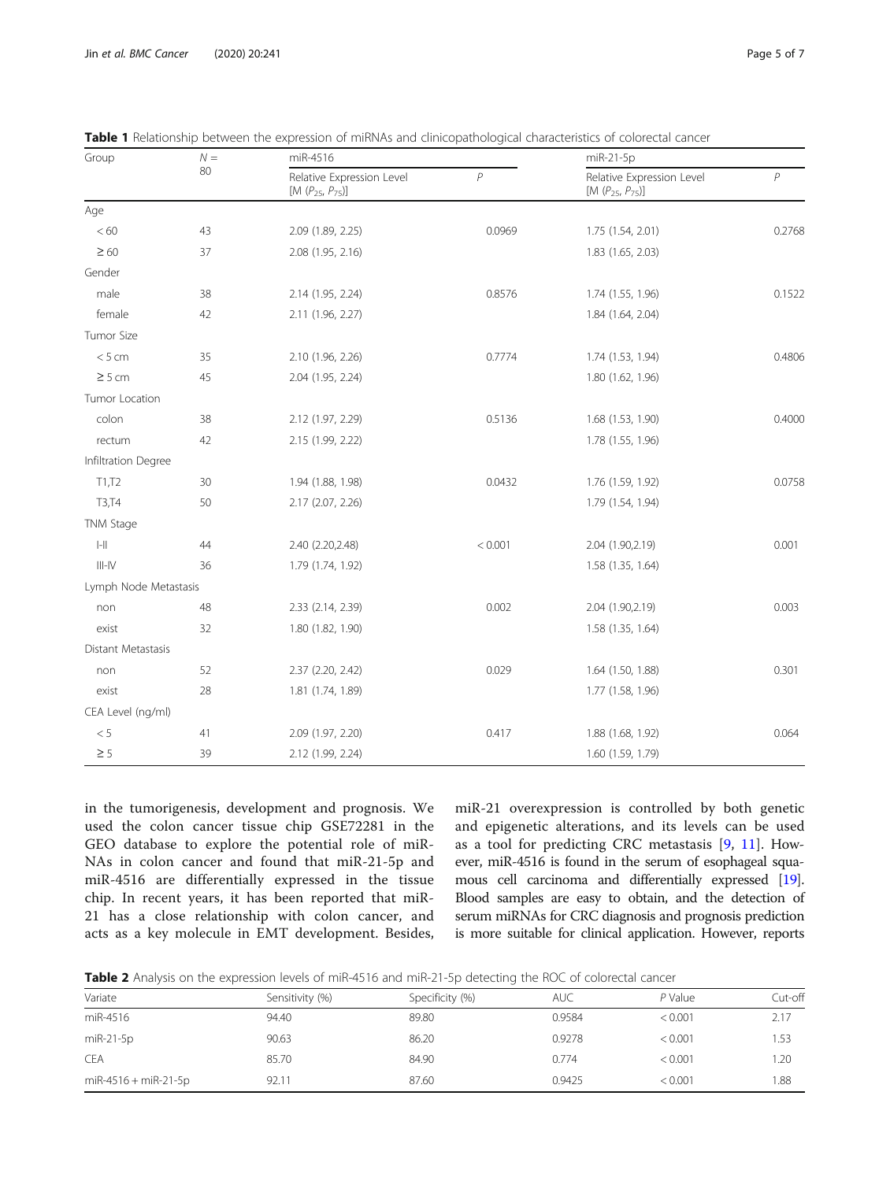**Table 1** Relationship between the expression of miRNAs and clinicopathological characteristics of colorectal cancer

| Group | $N =$ 80 | miR-4516 | | miR-21-5p | |
|---|---|---|---|---|---|
| | | Relative Expression Level [M ($P_{25}$, $P_{75}$)] | $P$ | Relative Expression Level [M ($P_{25}$, $P_{75}$)] | $P$ |
| Age | | | | | |
| < 60 | 43 | 2.09 (1.89, 2.25) | 0.0969 | 1.75 (1.54, 2.01) | 0.2768 |
| ≥ 60 | 37 | 2.08 (1.95, 2.16) | | 1.83 (1.65, 2.03) | |
| Gender | | | | | |
| male | 38 | 2.14 (1.95, 2.24) | 0.8576 | 1.74 (1.55, 1.96) | 0.1522 |
| female | 42 | 2.11 (1.96, 2.27) | | 1.84 (1.64, 2.04) | |
| Tumor Size | | | | | |
| < 5 cm | 35 | 2.10 (1.96, 2.26) | 0.7774 | 1.74 (1.53, 1.94) | 0.4806 |
| ≥ 5 cm | 45 | 2.04 (1.95, 2.24) | | 1.80 (1.62, 1.96) | |
| Tumor Location | | | | | |
| colon | 38 | 2.12 (1.97, 2.29) | 0.5136 | 1.68 (1.53, 1.90) | 0.4000 |
| rectum | 42 | 2.15 (1.99, 2.22) | | 1.78 (1.55, 1.96) | |
| Infiltration Degree | | | | | |
| T1,T2 | 30 | 1.94 (1.88, 1.98) | 0.0432 | 1.76 (1.59, 1.92) | 0.0758 |
| T3,T4 | 50 | 2.17 (2.07, 2.26) | | 1.79 (1.54, 1.94) | |
| TNM Stage | | | | | |
| I-II | 44 | 2.40 (2.20,2.48) | < 0.001 | 2.04 (1.90,2.19) | 0.001 |
| III-IV | 36 | 1.79 (1.74, 1.92) | | 1.58 (1.35, 1.64) | |
| Lymph Node Metastasis | | | | | |
| non | 48 | 2.33 (2.14, 2.39) | 0.002 | 2.04 (1.90,2.19) | 0.003 |
| exist | 32 | 1.80 (1.82, 1.90) | | 1.58 (1.35, 1.64) | |
| Distant Metastasis | | | | | |
| non | 52 | 2.37 (2.20, 2.42) | 0.029 | 1.64 (1.50, 1.88) | 0.301 |
| exist | 28 | 1.81 (1.74, 1.89) | | 1.77 (1.58, 1.96) | |
| CEA Level (ng/ml) | | | | | |
| < 5 | 41 | 2.09 (1.97, 2.20) | 0.417 | 1.88 (1.68, 1.92) | 0.064 |
| ≥ 5 | 39 | 2.12 (1.99, 2.24) | | 1.60 (1.59, 1.79) | |

in the tumorigenesis, development and prognosis. We used the colon cancer tissue chip GSE72281 in the GEO database to explore the potential role of miRNAs in colon cancer and found that miR-21-5p and miR-4516 are differentially expressed in the tissue chip. In recent years, it has been reported that miR-21 has a close relationship with colon cancer, and acts as a key molecule in EMT development. Besides, miR-21 overexpression is controlled by both genetic and epigenetic alterations, and its levels can be used as a tool for predicting CRC metastasis [9, 11]. However, miR-4516 is found in the serum of esophageal squamous cell carcinoma and differentially expressed [19]. Blood samples are easy to obtain, and the detection of serum miRNAs for CRC diagnosis and prognosis prediction is more suitable for clinical application. However, reports

**Table 2** Analysis on the expression levels of miR-4516 and miR-21-5p detecting the ROC of colorectal cancer

| Variate | Sensitivity (%) | Specificity (%) | AUC | $P$ Value | Cut-off |
|---|---|---|---|---|---|
| miR-4516 | 94.40 | 89.80 | 0.9584 | < 0.001 | 2.17 |
| miR-21-5p | 90.63 | 86.20 | 0.9278 | < 0.001 | 1.53 |
| CEA | 85.70 | 84.90 | 0.774 | < 0.001 | 1.20 |
| miR-4516 + miR-21-5p | 92.11 | 87.60 | 0.9425 | < 0.001 | 1.88 |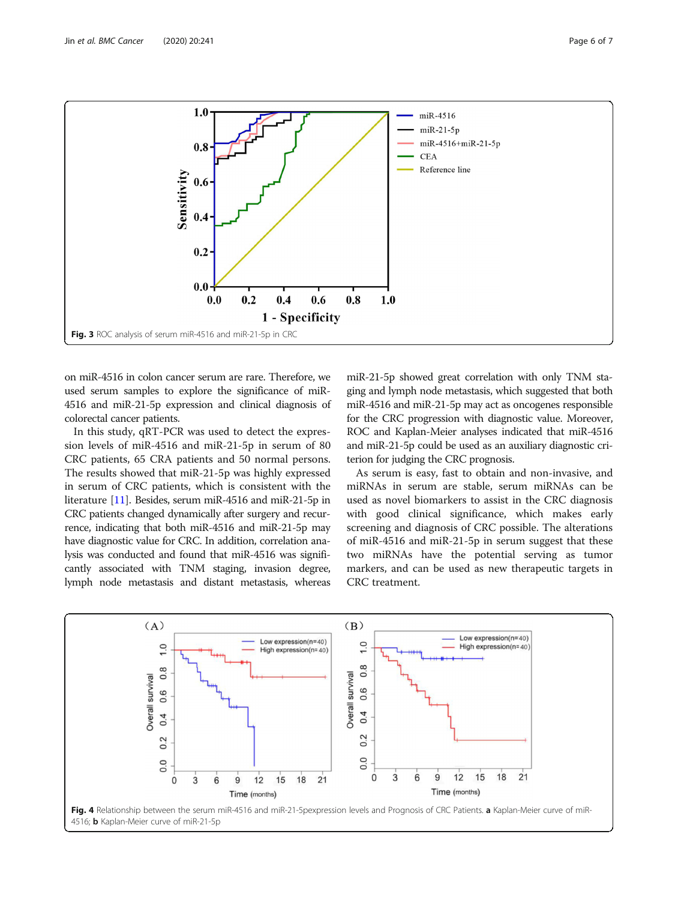Fig. 3 ROC analysis of serum miR-4516 and miR-21-5p in CRC

on miR-4516 in colon cancer serum are rare. Therefore, we used serum samples to explore the significance of miR-4516 and miR-21-5p expression and clinical diagnosis of colorectal cancer patients.

In this study, qRT-PCR was used to detect the expression levels of miR-4516 and miR-21-5p in serum of 80 CRC patients, 65 CRA patients and 50 normal persons. The results showed that miR-21-5p was highly expressed in serum of CRC patients, which is consistent with the literature [11]. Besides, serum miR-4516 and miR-21-5p in CRC patients changed dynamically after surgery and recurrence, indicating that both miR-4516 and miR-21-5p may have diagnostic value for CRC. In addition, correlation analysis was conducted and found that miR-4516 was significantly associated with TNM staging, invasion degree, lymph node metastasis and distant metastasis, whereas miR-21-5p showed great correlation with only TNM staging and lymph node metastasis, which suggested that both miR-4516 and miR-21-5p may act as oncogenes responsible for the CRC progression with diagnostic value. Moreover, ROC and Kaplan-Meier analyses indicated that miR-4516 and miR-21-5p could be used as an auxiliary diagnostic criterion for judging the CRC prognosis.

As serum is easy, fast to obtain and non-invasive, and miRNAs in serum are stable, serum miRNAs can be used as novel biomarkers to assist in the CRC diagnosis with good clinical significance, which makes early screening and diagnosis of CRC possible. The alterations of miR-4516 and miR-21-5p in serum suggest that these two miRNAs have the potential serving as tumor markers, and can be used as new therapeutic targets in CRC treatment.

Fig. 4 Relationship between the serum miR-4516 and miR-21-5pexpression levels and Prognosis of CRC Patients. **a** Kaplan-Meier curve of miR-4516; **b** Kaplan-Meier curve of miR-21-5p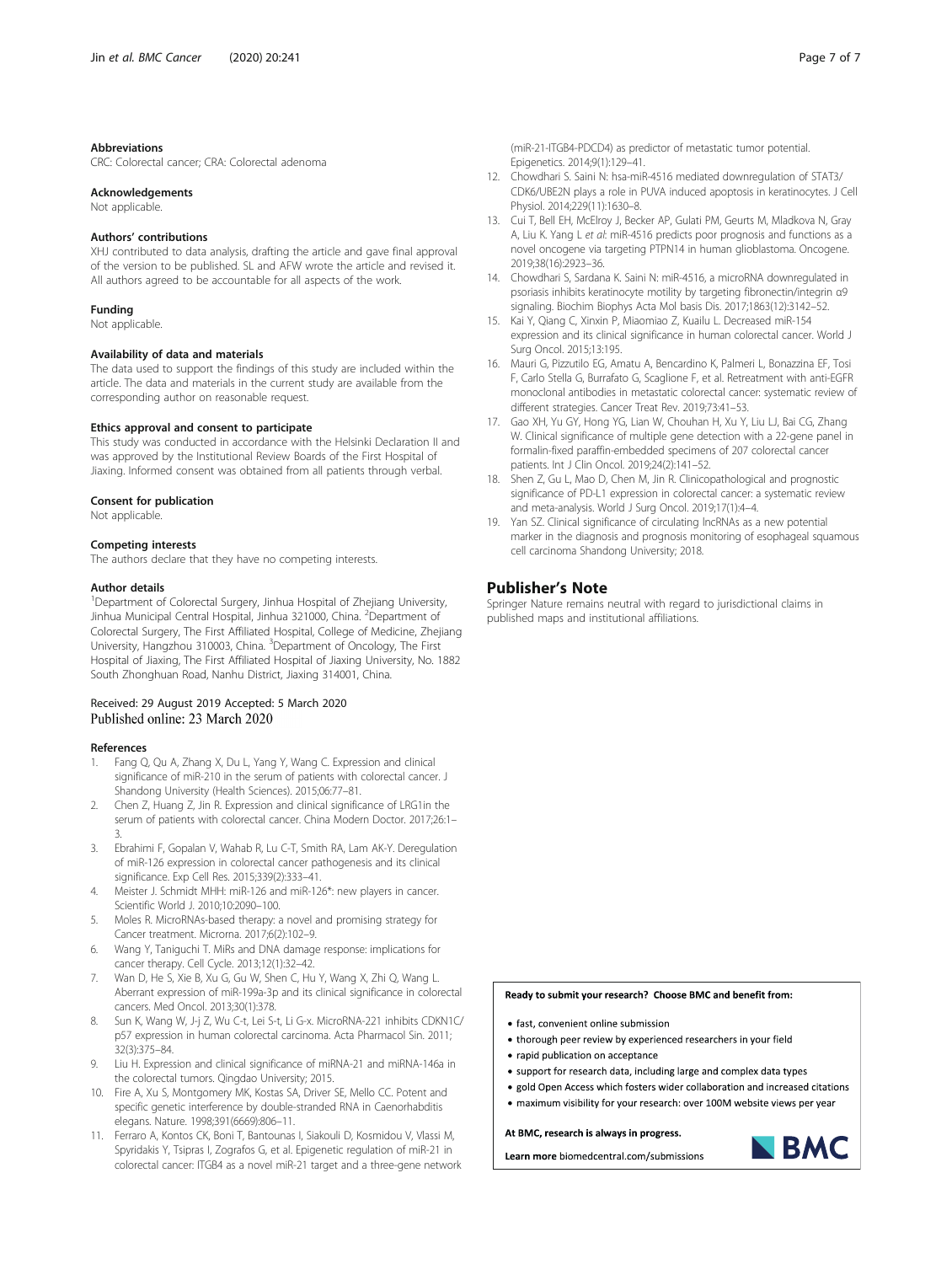### Abbreviations

CRC: Colorectal cancer; CRA: Colorectal adenoma

### Acknowledgements

Not applicable.

### Authors' contributions

XHJ contributed to data analysis, drafting the article and gave final approval of the version to be published. SL and AFW wrote the article and revised it. All authors agreed to be accountable for all aspects of the work.

### Funding

Not applicable.

### Availability of data and materials

The data used to support the findings of this study are included within the article. The data and materials in the current study are available from the corresponding author on reasonable request.

### Ethics approval and consent to participate

This study was conducted in accordance with the Helsinki Declaration II and was approved by the Institutional Review Boards of the First Hospital of Jiaxing. Informed consent was obtained from all patients through verbal.

### Consent for publication

Not applicable.

### Competing interests

The authors declare that they have no competing interests.

### Author details

[1]Department of Colorectal Surgery, Jinhua Hospital of Zhejiang University, Jinhua Municipal Central Hospital, Jinhua 321000, China. [2]Department of Colorectal Surgery, The First Affiliated Hospital, College of Medicine, Zhejiang University, Hangzhou 310003, China. [3]Department of Oncology, The First Hospital of Jiaxing, The First Affiliated Hospital of Jiaxing University, No. 1882 South Zhonghuan Road, Nanhu District, Jiaxing 314001, China.

Received: 29 August 2019 Accepted: 5 March 2020
Published online: 23 March 2020

### References

1. Fang Q, Qu A, Zhang X, Du L, Yang Y, Wang C. Expression and clinical significance of miR-210 in the serum of patients with colorectal cancer. J Shandong University (Health Sciences). 2015;06:77–81.
2. Chen Z, Huang Z, Jin R. Expression and clinical significance of LRG1in the serum of patients with colorectal cancer. China Modern Doctor. 2017;26:1–3.
3. Ebrahimi F, Gopalan V, Wahab R, Lu C-T, Smith RA, Lam AK-Y. Deregulation of miR-126 expression in colorectal cancer pathogenesis and its clinical significance. Exp Cell Res. 2015;339(2):333–41.
4. Meister J. Schmidt MHH: miR-126 and miR-126*: new players in cancer. Scientific World J. 2010;10:2090–100.
5. Moles R. MicroRNAs-based therapy: a novel and promising strategy for Cancer treatment. Microrna. 2017;6(2):102–9.
6. Wang Y, Taniguchi T. MiRs and DNA damage response: implications for cancer therapy. Cell Cycle. 2013;12(1):32–42.
7. Wan D, He S, Xie B, Xu G, Gu W, Shen C, Hu Y, Wang X, Zhi Q, Wang L. Aberrant expression of miR-199a-3p and its clinical significance in colorectal cancers. Med Oncol. 2013;30(1):378.
8. Sun K, Wang W, J-j Z, Wu C-t, Lei S-t, Li G-x. MicroRNA-221 inhibits CDKN1C/p57 expression in human colorectal carcinoma. Acta Pharmacol Sin. 2011; 32(3):375–84.
9. Liu H. Expression and clinical significance of miRNA-21 and miRNA-146a in the colorectal tumors. Qingdao University; 2015.
10. Fire A, Xu S, Montgomery MK, Kostas SA, Driver SE, Mello CC. Potent and specific genetic interference by double-stranded RNA in Caenorhabditis elegans. Nature. 1998;391(6669):806–11.
11. Ferraro A, Kontos CK, Boni T, Bantounas I, Siakouli D, Kosmidou V, Vlassi M, Spyridakis Y, Tsipras I, Zografos G, et al. Epigenetic regulation of miR-21 in colorectal cancer: ITGB4 as a novel miR-21 target and a three-gene network (miR-21-ITGB4-PDCD4) as predictor of metastatic tumor potential. Epigenetics. 2014;9(1):129–41.
12. Chowdhari S. Saini N: hsa-miR-4516 mediated downregulation of STAT3/CDK6/UBE2N plays a role in PUVA induced apoptosis in keratinocytes. J Cell Physiol. 2014;229(11):1630–8.
13. Cui T, Bell EH, McElroy J, Becker AP, Gulati PM, Geurts M, Mladkova N, Gray A, Liu K. Yang L *et al*: miR-4516 predicts poor prognosis and functions as a novel oncogene via targeting PTPN14 in human glioblastoma. Oncogene. 2019;38(16):2923–36.
14. Chowdhari S, Sardana K. Saini N: miR-4516, a microRNA downregulated in psoriasis inhibits keratinocyte motility by targeting fibronectin/integrin α9 signaling. Biochim Biophys Acta Mol basis Dis. 2017;1863(12):3142–52.
15. Kai Y, Qiang C, Xinxin P, Miaomiao Z, Kuailu L. Decreased miR-154 expression and its clinical significance in human colorectal cancer. World J Surg Oncol. 2015;13:195.
16. Mauri G, Pizzutilo EG, Amatu A, Bencardino K, Palmeri L, Bonazzina EF, Tosi F, Carlo Stella G, Burrafato G, Scaglione F, et al. Retreatment with anti-EGFR monoclonal antibodies in metastatic colorectal cancer: systematic review of different strategies. Cancer Treat Rev. 2019;73:41–53.
17. Gao XH, Yu GY, Hong YG, Lian W, Chouhan H, Xu Y, Liu LJ, Bai CG, Zhang W. Clinical significance of multiple gene detection with a 22-gene panel in formalin-fixed paraffin-embedded specimens of 207 colorectal cancer patients. Int J Clin Oncol. 2019;24(2):141–52.
18. Shen Z, Gu L, Mao D, Chen M, Jin R. Clinicopathological and prognostic significance of PD-L1 expression in colorectal cancer: a systematic review and meta-analysis. World J Surg Oncol. 2019;17(1):4–4.
19. Yan SZ. Clinical significance of circulating lncRNAs as a new potential marker in the diagnosis and prognosis monitoring of esophageal squamous cell carcinoma Shandong University; 2018.

## Publisher's Note

Springer Nature remains neutral with regard to jurisdictional claims in published maps and institutional affiliations.

**Ready to submit your research? Choose BMC and benefit from:**

- fast, convenient online submission
- thorough peer review by experienced researchers in your field
- rapid publication on acceptance
- support for research data, including large and complex data types
- gold Open Access which fosters wider collaboration and increased citations
- maximum visibility for your research: over 100M website views per year

**At BMC, research is always in progress.**

**Learn more** biomedcentral.com/submissions

BMC